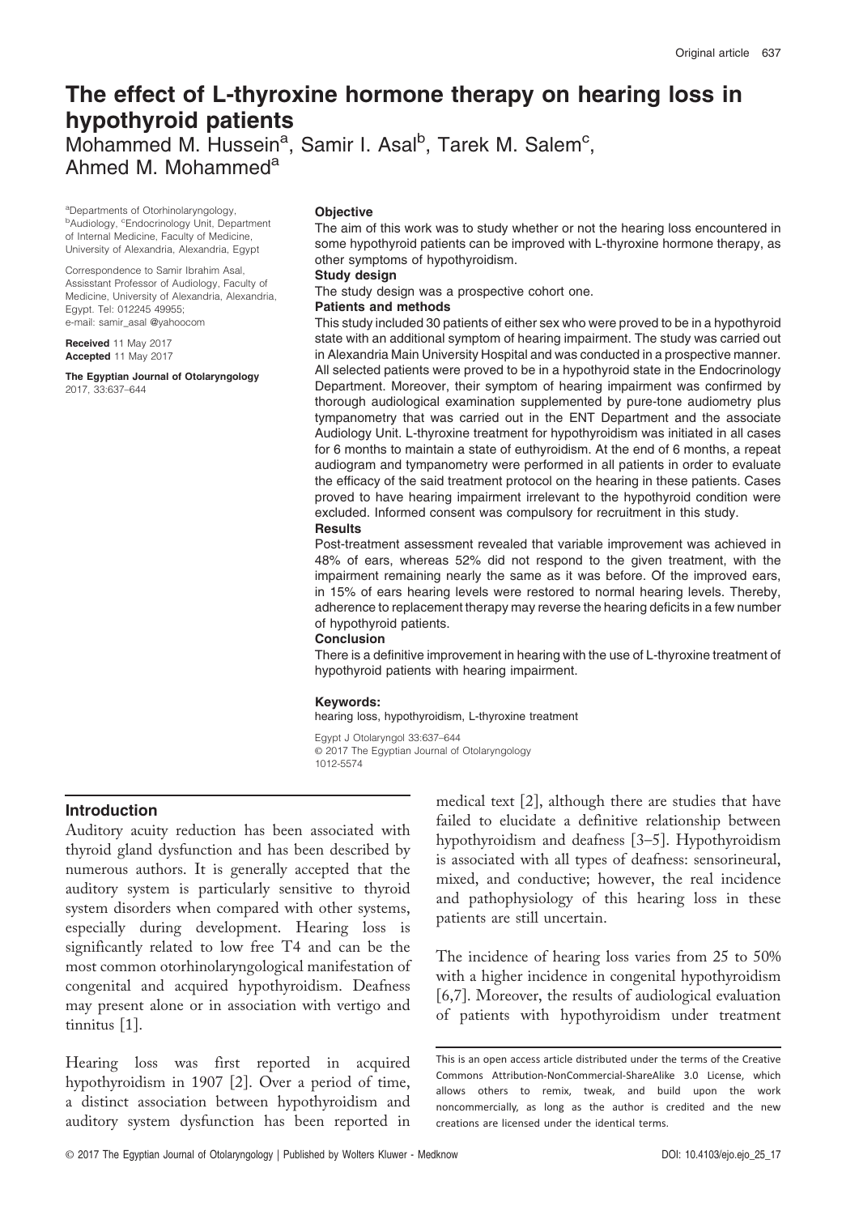# The effect of L-thyroxine hormone therapy on hearing loss in hypothyroid patients

Mohammed M. Hussein[a], Samir I. Asal[b], Tarek M. Salem[c], Ahmed M. Mohammed[a]

[a]Departments of Otorhinolaryngology, [b]Audiology, [c]Endocrinology Unit, Department of Internal Medicine, Faculty of Medicine, University of Alexandria, Alexandria, Egypt

Correspondence to Samir Ibrahim Asal, Assisstant Professor of Audiology, Faculty of Medicine, University of Alexandria, Alexandria, Egypt. Tel: 012245 49955; e-mail: samir_asal @yahoocom

**Received** 11 May 2017
**Accepted** 11 May 2017

**The Egyptian Journal of Otolaryngology** 2017, 33:637–644

**Objective**

The aim of this work was to study whether or not the hearing loss encountered in some hypothyroid patients can be improved with L-thyroxine hormone therapy, as other symptoms of hypothyroidism.

**Study design**

The study design was a prospective cohort one.

**Patients and methods**

This study included 30 patients of either sex who were proved to be in a hypothyroid state with an additional symptom of hearing impairment. The study was carried out in Alexandria Main University Hospital and was conducted in a prospective manner. All selected patients were proved to be in a hypothyroid state in the Endocrinology Department. Moreover, their symptom of hearing impairment was confirmed by thorough audiological examination supplemented by pure-tone audiometry plus tympanometry that was carried out in the ENT Department and the associate Audiology Unit. L-thyroxine treatment for hypothyroidism was initiated in all cases for 6 months to maintain a state of euthyroidism. At the end of 6 months, a repeat audiogram and tympanometry were performed in all patients in order to evaluate the efficacy of the said treatment protocol on the hearing in these patients. Cases proved to have hearing impairment irrelevant to the hypothyroid condition were excluded. Informed consent was compulsory for recruitment in this study.

**Results**

Post-treatment assessment revealed that variable improvement was achieved in 48% of ears, whereas 52% did not respond to the given treatment, with the impairment remaining nearly the same as it was before. Of the improved ears, in 15% of ears hearing levels were restored to normal hearing levels. Thereby, adherence to replacement therapy may reverse the hearing deficits in a few number of hypothyroid patients.

**Conclusion**

There is a definitive improvement in hearing with the use of L-thyroxine treatment of hypothyroid patients with hearing impairment.

**Keywords:**

hearing loss, hypothyroidism, L-thyroxine treatment

Egypt J Otolaryngol 33:637–644
© 2017 The Egyptian Journal of Otolaryngology
1012-5574

## Introduction

Auditory acuity reduction has been associated with thyroid gland dysfunction and has been described by numerous authors. It is generally accepted that the auditory system is particularly sensitive to thyroid system disorders when compared with other systems, especially during development. Hearing loss is significantly related to low free T4 and can be the most common otorhinolaryngological manifestation of congenital and acquired hypothyroidism. Deafness may present alone or in association with vertigo and tinnitus [1].

Hearing loss was first reported in acquired hypothyroidism in 1907 [2]. Over a period of time, a distinct association between hypothyroidism and auditory system dysfunction has been reported in medical text [2], although there are studies that have failed to elucidate a definitive relationship between hypothyroidism and deafness [3–5]. Hypothyroidism is associated with all types of deafness: sensorineural, mixed, and conductive; however, the real incidence and pathophysiology of this hearing loss in these patients are still uncertain.

The incidence of hearing loss varies from 25 to 50% with a higher incidence in congenital hypothyroidism [6,7]. Moreover, the results of audiological evaluation of patients with hypothyroidism under treatment

This is an open access article distributed under the terms of the Creative Commons Attribution-NonCommercial-ShareAlike 3.0 License, which allows others to remix, tweak, and build upon the work noncommercially, as long as the author is credited and the new creations are licensed under the identical terms.

© 2017 The Egyptian Journal of Otolaryngology | Published by Wolters Kluwer - Medknow DOI: 10.4103/ejo.ejo_25_17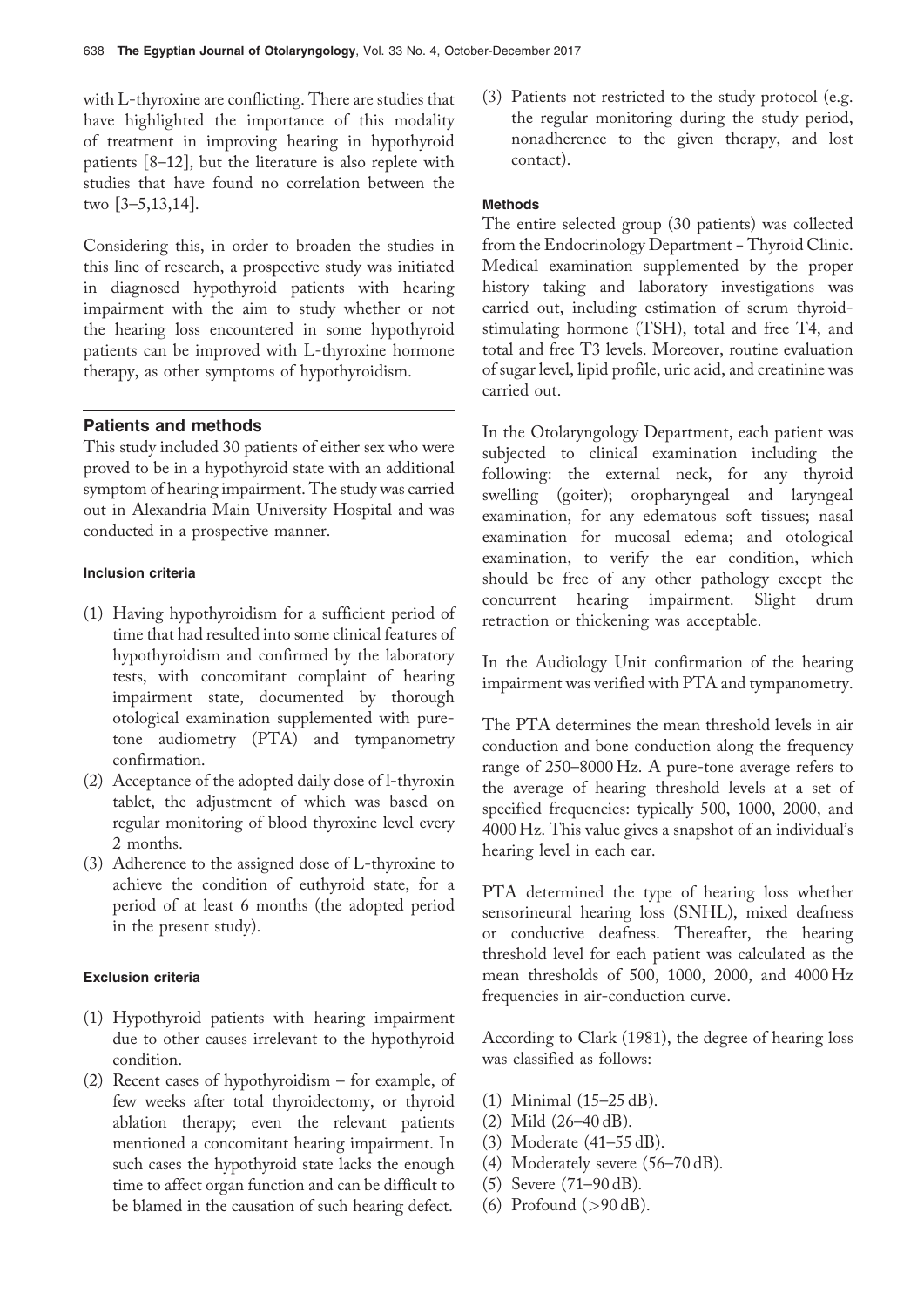with L-thyroxine are conflicting. There are studies that have highlighted the importance of this modality of treatment in improving hearing in hypothyroid patients [8–12], but the literature is also replete with studies that have found no correlation between the two [3–5,13,14].

Considering this, in order to broaden the studies in this line of research, a prospective study was initiated in diagnosed hypothyroid patients with hearing impairment with the aim to study whether or not the hearing loss encountered in some hypothyroid patients can be improved with L-thyroxine hormone therapy, as other symptoms of hypothyroidism.

## Patients and methods

This study included 30 patients of either sex who were proved to be in a hypothyroid state with an additional symptom of hearing impairment. The study was carried out in Alexandria Main University Hospital and was conducted in a prospective manner.

### Inclusion criteria

(1) Having hypothyroidism for a sufficient period of time that had resulted into some clinical features of hypothyroidism and confirmed by the laboratory tests, with concomitant complaint of hearing impairment state, documented by thorough otological examination supplemented with pure-tone audiometry (PTA) and tympanometry confirmation.
(2) Acceptance of the adopted daily dose of l-thyroxin tablet, the adjustment of which was based on regular monitoring of blood thyroxine level every 2 months.
(3) Adherence to the assigned dose of L-thyroxine to achieve the condition of euthyroid state, for a period of at least 6 months (the adopted period in the present study).

### Exclusion criteria

(1) Hypothyroid patients with hearing impairment due to other causes irrelevant to the hypothyroid condition.
(2) Recent cases of hypothyroidism – for example, of few weeks after total thyroidectomy, or thyroid ablation therapy; even the relevant patients mentioned a concomitant hearing impairment. In such cases the hypothyroid state lacks the enough time to affect organ function and can be difficult to be blamed in the causation of such hearing defect.
(3) Patients not restricted to the study protocol (e.g. the regular monitoring during the study period, nonadherence to the given therapy, and lost contact).

### Methods

The entire selected group (30 patients) was collected from the Endocrinology Department – Thyroid Clinic. Medical examination supplemented by the proper history taking and laboratory investigations was carried out, including estimation of serum thyroid-stimulating hormone (TSH), total and free T4, and total and free T3 levels. Moreover, routine evaluation of sugar level, lipid profile, uric acid, and creatinine was carried out.

In the Otolaryngology Department, each patient was subjected to clinical examination including the following: the external neck, for any thyroid swelling (goiter); oropharyngeal and laryngeal examination, for any edematous soft tissues; nasal examination for mucosal edema; and otological examination, to verify the ear condition, which should be free of any other pathology except the concurrent hearing impairment. Slight drum retraction or thickening was acceptable.

In the Audiology Unit confirmation of the hearing impairment was verified with PTA and tympanometry.

The PTA determines the mean threshold levels in air conduction and bone conduction along the frequency range of 250–8000 Hz. A pure-tone average refers to the average of hearing threshold levels at a set of specified frequencies: typically 500, 1000, 2000, and 4000 Hz. This value gives a snapshot of an individual's hearing level in each ear.

PTA determined the type of hearing loss whether sensorineural hearing loss (SNHL), mixed deafness or conductive deafness. Thereafter, the hearing threshold level for each patient was calculated as the mean thresholds of 500, 1000, 2000, and 4000 Hz frequencies in air-conduction curve.

According to Clark (1981), the degree of hearing loss was classified as follows:

(1) Minimal (15–25 dB).
(2) Mild (26–40 dB).
(3) Moderate (41–55 dB).
(4) Moderately severe (56–70 dB).
(5) Severe (71–90 dB).
(6) Profound (>90 dB).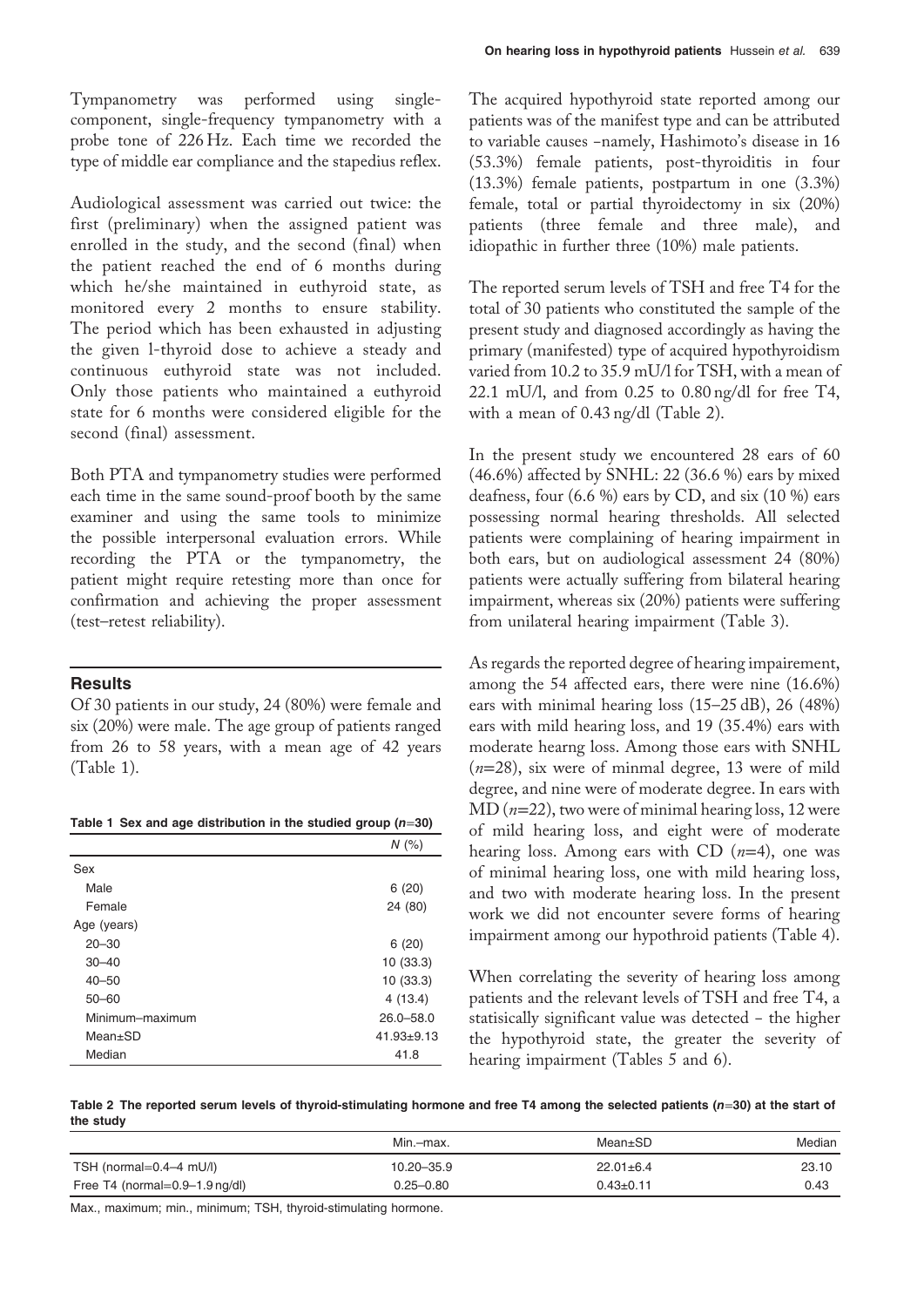Tympanometry was performed using single-component, single-frequency tympanometry with a probe tone of 226 Hz. Each time we recorded the type of middle ear compliance and the stapedius reflex.

Audiological assessment was carried out twice: the first (preliminary) when the assigned patient was enrolled in the study, and the second (final) when the patient reached the end of 6 months during which he/she maintained in euthyroid state, as monitored every 2 months to ensure stability. The period which has been exhausted in adjusting the given l-thyroid dose to achieve a steady and continuous euthyroid state was not included. Only those patients who maintained a euthyroid state for 6 months were considered eligible for the second (final) assessment.

Both PTA and tympanometry studies were performed each time in the same sound-proof booth by the same examiner and using the same tools to minimize the possible interpersonal evaluation errors. While recording the PTA or the tympanometry, the patient might require retesting more than once for confirmation and achieving the proper assessment (test–retest reliability).

## Results

Of 30 patients in our study, 24 (80%) were female and six (20%) were male. The age group of patients ranged from 26 to 58 years, with a mean age of 42 years (Table 1).

**Table 1 Sex and age distribution in the studied group ($n$=30)**

| | $N$ (%) |
|---|---|
| Sex | |
| Male | 6 (20) |
| Female | 24 (80) |
| Age (years) | |
| 20–30 | 6 (20) |
| 30–40 | 10 (33.3) |
| 40–50 | 10 (33.3) |
| 50–60 | 4 (13.4) |
| Minimum–maximum | 26.0–58.0 |
| Mean±SD | 41.93±9.13 |
| Median | 41.8 |

The acquired hypothyroid state reported among our patients was of the manifest type and can be attributed to variable causes –namely, Hashimoto's disease in 16 (53.3%) female patients, post-thyroiditis in four (13.3%) female patients, postpartum in one (3.3%) female, total or partial thyroidectomy in six (20%) patients (three female and three male), and idiopathic in further three (10%) male patients.

The reported serum levels of TSH and free T4 for the total of 30 patients who constituted the sample of the present study and diagnosed accordingly as having the primary (manifested) type of acquired hypothyroidism varied from 10.2 to 35.9 mU/l for TSH, with a mean of 22.1 mU/l, and from 0.25 to 0.80 ng/dl for free T4, with a mean of 0.43 ng/dl (Table 2).

In the present study we encountered 28 ears of 60 (46.6%) affected by SNHL: 22 (36.6 %) ears by mixed deafness, four (6.6 %) ears by CD, and six (10 %) ears possessing normal hearing thresholds. All selected patients were complaining of hearing impairment in both ears, but on audiological assessment 24 (80%) patients were actually suffering from bilateral hearing impairment, whereas six (20%) patients were suffering from unilateral hearing impairment (Table 3).

As regards the reported degree of hearing impairement, among the 54 affected ears, there were nine (16.6%) ears with minimal hearing loss (15–25 dB), 26 (48%) ears with mild hearing loss, and 19 (35.4%) ears with moderate hearng loss. Among those ears with SNHL ($n$=28), six were of minmal degree, 13 were of mild degree, and nine were of moderate degree. In ears with MD ($n$=22), two were of minimal hearing loss, 12 were of mild hearing loss, and eight were of moderate hearing loss. Among ears with CD ($n$=4), one was of minimal hearing loss, one with mild hearing loss, and two with moderate hearing loss. In the present work we did not encounter severe forms of hearing impairment among our hypothroid patients (Table 4).

When correlating the severity of hearing loss among patients and the relevant levels of TSH and free T4, a statisically significant value was detected – the higher the hypothyroid state, the greater the severity of hearing impairment (Tables 5 and 6).

**Table 2 The reported serum levels of thyroid-stimulating hormone and free T4 among the selected patients ($n$=30) at the start of the study**

| | Min.–max. | Mean±SD | Median |
|---|---|---|---|
| TSH (normal=0.4–4 mU/l) | 10.20–35.9 | 22.01±6.4 | 23.10 |
| Free T4 (normal=0.9–1.9 ng/dl) | 0.25–0.80 | 0.43±0.11 | 0.43 |

Max., maximum; min., minimum; TSH, thyroid-stimulating hormone.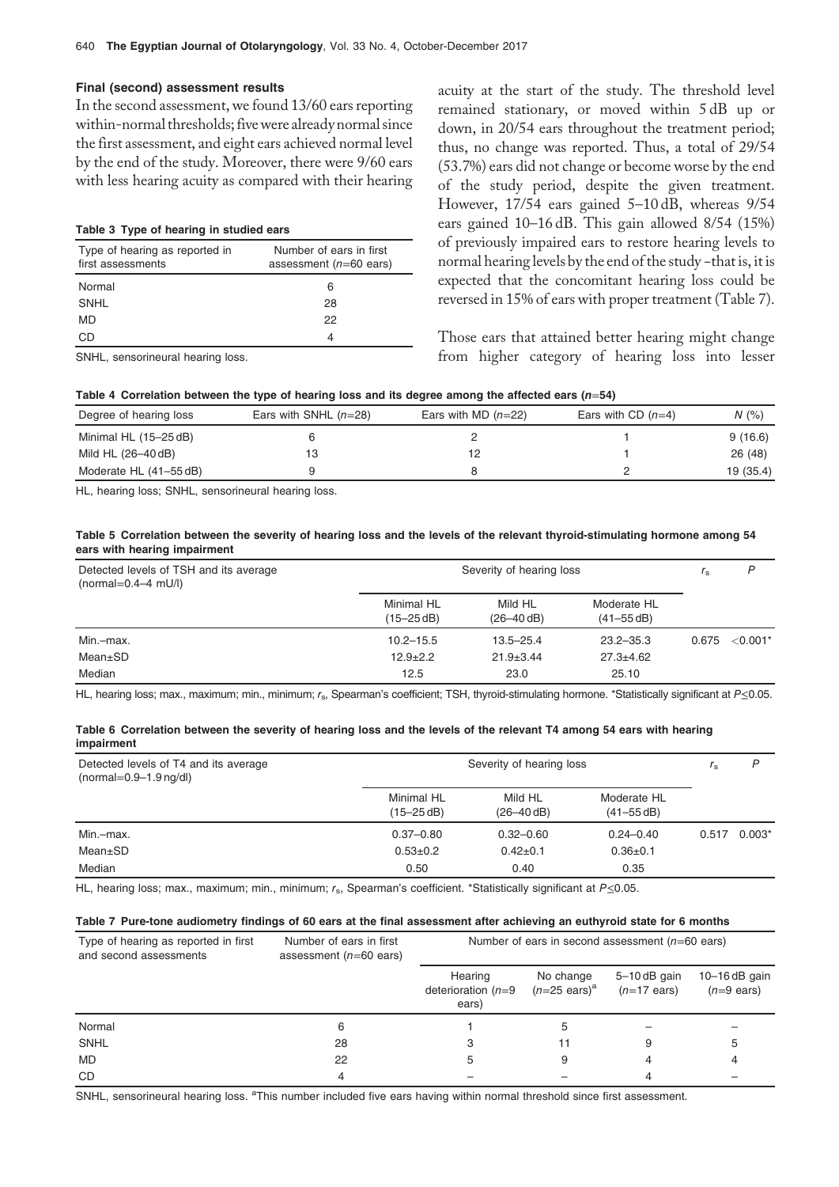### Final (second) assessment results

In the second assessment, we found 13/60 ears reporting within-normal thresholds; five were already normal since the first assessment, and eight ears achieved normal level by the end of the study. Moreover, there were 9/60 ears with less hearing acuity as compared with their hearing acuity at the start of the study. The threshold level remained stationary, or moved within 5 dB up or down, in 20/54 ears throughout the treatment period; thus, no change was reported. Thus, a total of 29/54 (53.7%) ears did not change or become worse by the end of the study period, despite the given treatment. However, 17/54 ears gained 5–10 dB, whereas 9/54 ears gained 10–16 dB. This gain allowed 8/54 (15%) of previously impaired ears to restore hearing levels to normal hearing levels by the end of the study –that is, it is expected that the concomitant hearing loss could be reversed in 15% of ears with proper treatment (Table 7).

Those ears that attained better hearing might change from higher category of hearing loss into lesser

**Table 3 Type of hearing in studied ears**

| Type of hearing as reported in first assessments | Number of ears in first assessment ($n$=60 ears) |
|---|---|
| Normal | 6 |
| SNHL | 28 |
| MD | 22 |
| CD | 4 |

SNHL, sensorineural hearing loss.

**Table 4 Correlation between the type of hearing loss and its degree among the affected ears ($n$=54)**

| Degree of hearing loss | Ears with SNHL ($n$=28) | Ears with MD ($n$=22) | Ears with CD ($n$=4) | $N$ (%) |
|---|---|---|---|---|
| Minimal HL (15–25 dB) | 6 | 2 | 1 | 9 (16.6) |
| Mild HL (26–40 dB) | 13 | 12 | 1 | 26 (48) |
| Moderate HL (41–55 dB) | 9 | 8 | 2 | 19 (35.4) |

HL, hearing loss; SNHL, sensorineural hearing loss.

**Table 5 Correlation between the severity of hearing loss and the levels of the relevant thyroid-stimulating hormone among 54 ears with hearing impairment**

| Detected levels of TSH and its average (normal=0.4–4 mU/l) | Severity of hearing loss | | | $r_s$ | $P$ |
|---|---|---|---|---|---|
| | Minimal HL (15–25 dB) | Mild HL (26–40 dB) | Moderate HL (41–55 dB) | | |
| Min.–max. | 10.2–15.5 | 13.5–25.4 | 23.2–35.3 | 0.675 | <0.001* |
| Mean±SD | 12.9±2.2 | 21.9±3.44 | 27.3±4.62 | | |
| Median | 12.5 | 23.0 | 25.10 | | |

HL, hearing loss; max., maximum; min., minimum; $r_s$, Spearman's coefficient; TSH, thyroid-stimulating hormone. *Statistically significant at $P \leq 0.05$.

**Table 6 Correlation between the severity of hearing loss and the levels of the relevant T4 among 54 ears with hearing impairment**

| Detected levels of T4 and its average (normal=0.9–1.9 ng/dl) | Severity of hearing loss | | | $r_s$ | $P$ |
|---|---|---|---|---|---|
| | Minimal HL (15–25 dB) | Mild HL (26–40 dB) | Moderate HL (41–55 dB) | | |
| Min.–max. | 0.37–0.80 | 0.32–0.60 | 0.24–0.40 | 0.517 | 0.003* |
| Mean±SD | 0.53±0.2 | 0.42±0.1 | 0.36±0.1 | | |
| Median | 0.50 | 0.40 | 0.35 | | |

HL, hearing loss; max., maximum; min., minimum; $r_s$, Spearman's coefficient. *Statistically significant at $P \leq 0.05$.

**Table 7 Pure-tone audiometry findings of 60 ears at the final assessment after achieving an euthyroid state for 6 months**

| Type of hearing as reported in first and second assessments | Number of ears in first assessment ($n$=60 ears) | Number of ears in second assessment ($n$=60 ears) | | | |
|---|---|---|---|---|---|
| | | Hearing deterioration ($n$=9 ears) | No change ($n$=25 ears)[a] | 5–10 dB gain ($n$=17 ears) | 10–16 dB gain ($n$=9 ears) |
| Normal | 6 | 1 | 5 | – | – |
| SNHL | 28 | 3 | 11 | 9 | 5 |
| MD | 22 | 5 | 9 | 4 | 4 |
| CD | 4 | – | – | 4 | – |

SNHL, sensorineural hearing loss. [a]This number included five ears having within normal threshold since first assessment.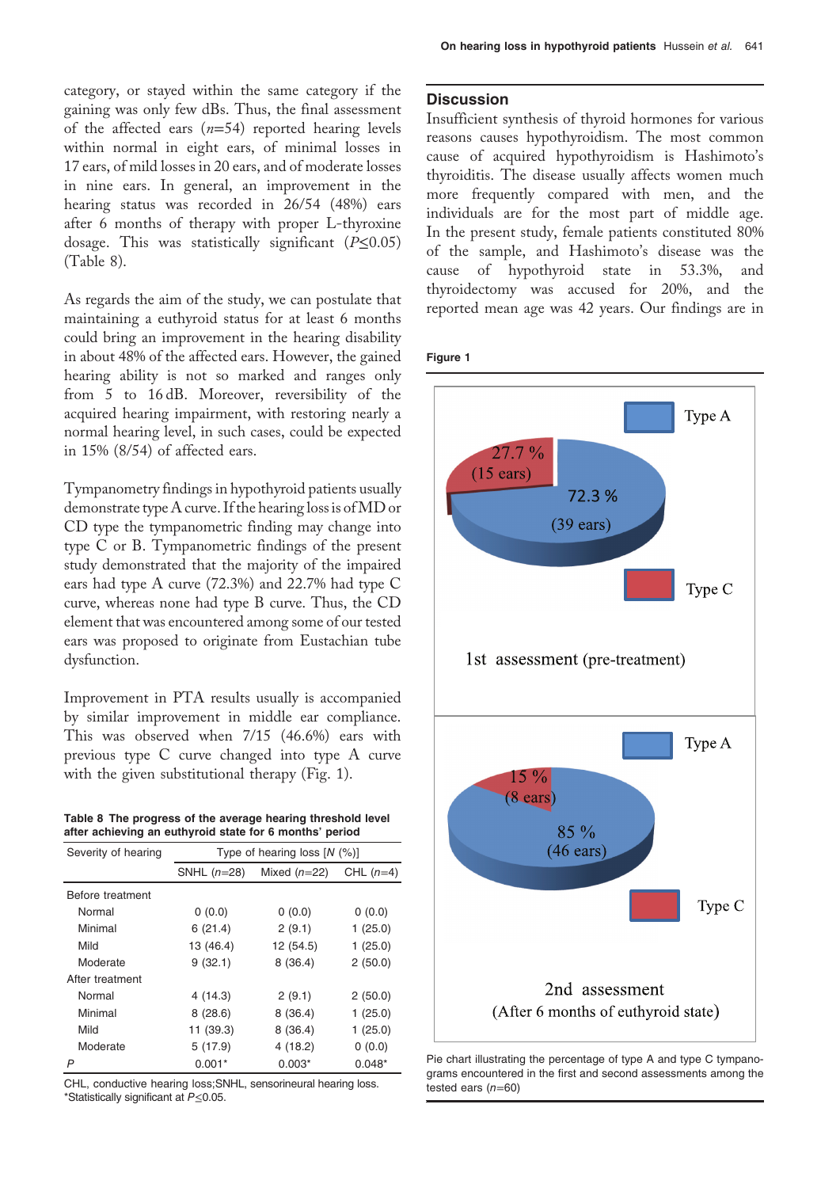category, or stayed within the same category if the gaining was only few dBs. Thus, the final assessment of the affected ears ($n$=54) reported hearing levels within normal in eight ears, of minimal losses in 17 ears, of mild losses in 20 ears, and of moderate losses in nine ears. In general, an improvement in the hearing status was recorded in 26/54 (48%) ears after 6 months of therapy with proper L-thyroxine dosage. This was statistically significant ($P \leq 0.05$) (Table 8).

As regards the aim of the study, we can postulate that maintaining a euthyroid status for at least 6 months could bring an improvement in the hearing disability in about 48% of the affected ears. However, the gained hearing ability is not so marked and ranges only from 5 to 16 dB. Moreover, reversibility of the acquired hearing impairment, with restoring nearly a normal hearing level, in such cases, could be expected in 15% (8/54) of affected ears.

Tympanometry findings in hypothyroid patients usually demonstrate type A curve. If the hearing loss is of MD or CD type the tympanometric finding may change into type C or B. Tympanometric findings of the present study demonstrated that the majority of the impaired ears had type A curve (72.3%) and 22.7% had type C curve, whereas none had type B curve. Thus, the CD element that was encountered among some of our tested ears was proposed to originate from Eustachian tube dysfunction.

Improvement in PTA results usually is accompanied by similar improvement in middle ear compliance. This was observed when 7/15 (46.6%) ears with previous type C curve changed into type A curve with the given substitutional therapy (Fig. 1).

**Table 8 The progress of the average hearing threshold level after achieving an euthyroid state for 6 months' period**

| Severity of hearing | Type of hearing loss [N (%)] | | |
|---|---|---|---|
| | SNHL ($n$=28) | Mixed ($n$=22) | CHL ($n$=4) |
| Before treatment | | | |
| Normal | 0 (0.0) | 0 (0.0) | 0 (0.0) |
| Minimal | 6 (21.4) | 2 (9.1) | 1 (25.0) |
| Mild | 13 (46.4) | 12 (54.5) | 1 (25.0) |
| Moderate | 9 (32.1) | 8 (36.4) | 2 (50.0) |
| After treatment | | | |
| Normal | 4 (14.3) | 2 (9.1) | 2 (50.0) |
| Minimal | 8 (28.6) | 8 (36.4) | 1 (25.0) |
| Mild | 11 (39.3) | 8 (36.4) | 1 (25.0) |
| Moderate | 5 (17.9) | 4 (18.2) | 0 (0.0) |
| $P$ | 0.001* | 0.003* | 0.048* |

CHL, conductive hearing loss;SNHL, sensorineural hearing loss.
*Statistically significant at $P \leq 0.05$.

## Discussion

Insufficient synthesis of thyroid hormones for various reasons causes hypothyroidism. The most common cause of acquired hypothyroidism is Hashimoto's thyroiditis. The disease usually affects women much more frequently compared with men, and the individuals are for the most part of middle age. In the present study, female patients constituted 80% of the sample, and Hashimoto's disease was the cause of hypothyroid state in 53.3%, and thyroidectomy was accused for 20%, and the reported mean age was 42 years. Our findings are in

**Figure 1**

Pie chart illustrating the percentage of type A and type C tympanograms encountered in the first and second assessments among the tested ears ($n$=60)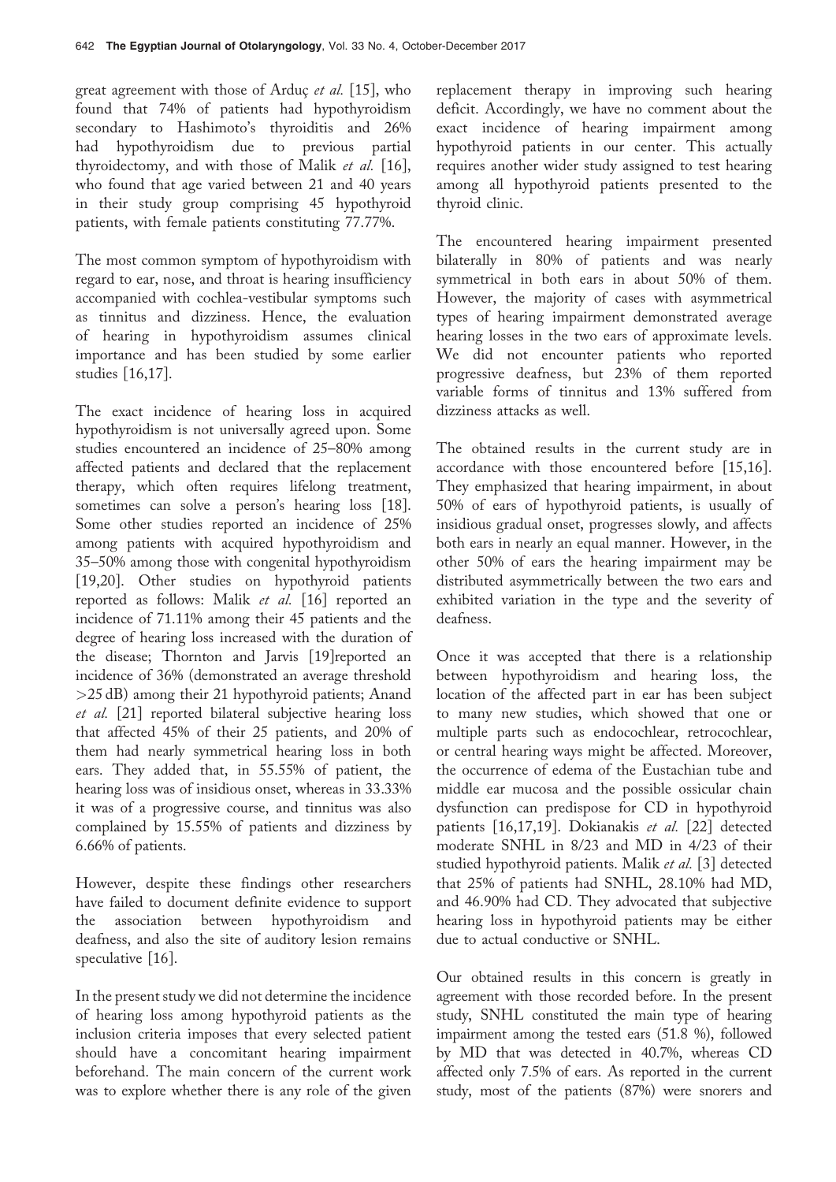great agreement with those of Arduç *et al.* [15], who found that 74% of patients had hypothyroidism secondary to Hashimoto's thyroiditis and 26% had hypothyroidism due to previous partial thyroidectomy, and with those of Malik *et al.* [16], who found that age varied between 21 and 40 years in their study group comprising 45 hypothyroid patients, with female patients constituting 77.77%.

The most common symptom of hypothyroidism with regard to ear, nose, and throat is hearing insufficiency accompanied with cochlea-vestibular symptoms such as tinnitus and dizziness. Hence, the evaluation of hearing in hypothyroidism assumes clinical importance and has been studied by some earlier studies [16,17].

The exact incidence of hearing loss in acquired hypothyroidism is not universally agreed upon. Some studies encountered an incidence of 25–80% among affected patients and declared that the replacement therapy, which often requires lifelong treatment, sometimes can solve a person's hearing loss [18]. Some other studies reported an incidence of 25% among patients with acquired hypothyroidism and 35–50% among those with congenital hypothyroidism [19,20]. Other studies on hypothyroid patients reported as follows: Malik *et al.* [16] reported an incidence of 71.11% among their 45 patients and the degree of hearing loss increased with the duration of the disease; Thornton and Jarvis [19]reported an incidence of 36% (demonstrated an average threshold >25 dB) among their 21 hypothyroid patients; Anand *et al.* [21] reported bilateral subjective hearing loss that affected 45% of their 25 patients, and 20% of them had nearly symmetrical hearing loss in both ears. They added that, in 55.55% of patient, the hearing loss was of insidious onset, whereas in 33.33% it was of a progressive course, and tinnitus was also complained by 15.55% of patients and dizziness by 6.66% of patients.

However, despite these findings other researchers have failed to document definite evidence to support the association between hypothyroidism and deafness, and also the site of auditory lesion remains speculative [16].

In the present study we did not determine the incidence of hearing loss among hypothyroid patients as the inclusion criteria imposes that every selected patient should have a concomitant hearing impairment beforehand. The main concern of the current work was to explore whether there is any role of the given replacement therapy in improving such hearing deficit. Accordingly, we have no comment about the exact incidence of hearing impairment among hypothyroid patients in our center. This actually requires another wider study assigned to test hearing among all hypothyroid patients presented to the thyroid clinic.

The encountered hearing impairment presented bilaterally in 80% of patients and was nearly symmetrical in both ears in about 50% of them. However, the majority of cases with asymmetrical types of hearing impairment demonstrated average hearing losses in the two ears of approximate levels. We did not encounter patients who reported progressive deafness, but 23% of them reported variable forms of tinnitus and 13% suffered from dizziness attacks as well.

The obtained results in the current study are in accordance with those encountered before [15,16]. They emphasized that hearing impairment, in about 50% of ears of hypothyroid patients, is usually of insidious gradual onset, progresses slowly, and affects both ears in nearly an equal manner. However, in the other 50% of ears the hearing impairment may be distributed asymmetrically between the two ears and exhibited variation in the type and the severity of deafness.

Once it was accepted that there is a relationship between hypothyroidism and hearing loss, the location of the affected part in ear has been subject to many new studies, which showed that one or multiple parts such as endocochlear, retrocochlear, or central hearing ways might be affected. Moreover, the occurrence of edema of the Eustachian tube and middle ear mucosa and the possible ossicular chain dysfunction can predispose for CD in hypothyroid patients [16,17,19]. Dokianakis *et al.* [22] detected moderate SNHL in 8/23 and MD in 4/23 of their studied hypothyroid patients. Malik *et al.* [3] detected that 25% of patients had SNHL, 28.10% had MD, and 46.90% had CD. They advocated that subjective hearing loss in hypothyroid patients may be either due to actual conductive or SNHL.

Our obtained results in this concern is greatly in agreement with those recorded before. In the present study, SNHL constituted the main type of hearing impairment among the tested ears (51.8 %), followed by MD that was detected in 40.7%, whereas CD affected only 7.5% of ears. As reported in the current study, most of the patients (87%) were snorers and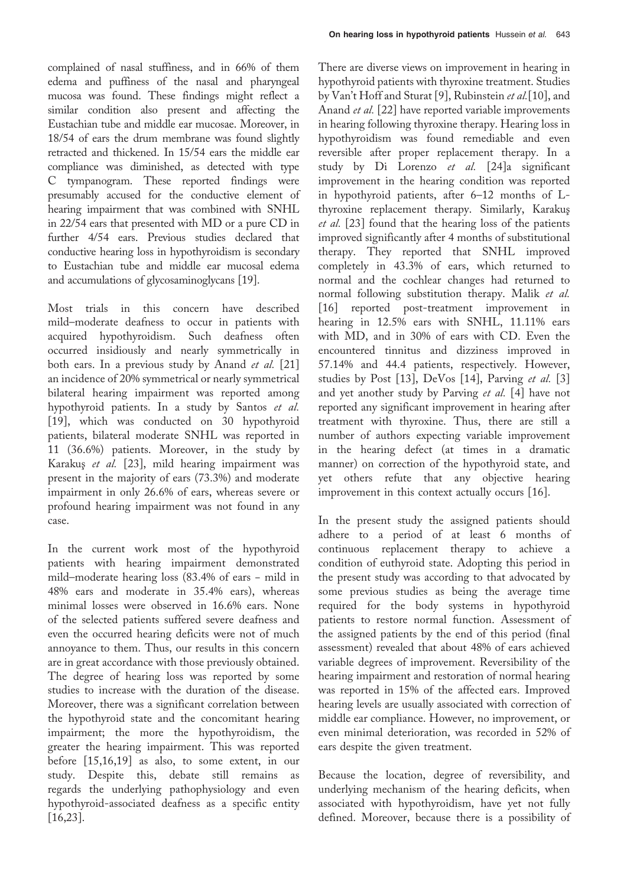complained of nasal stuffiness, and in 66% of them edema and puffiness of the nasal and pharyngeal mucosa was found. These findings might reflect a similar condition also present and affecting the Eustachian tube and middle ear mucosae. Moreover, in 18/54 of ears the drum membrane was found slightly retracted and thickened. In 15/54 ears the middle ear compliance was diminished, as detected with type C tympanogram. These reported findings were presumably accused for the conductive element of hearing impairment that was combined with SNHL in 22/54 ears that presented with MD or a pure CD in further 4/54 ears. Previous studies declared that conductive hearing loss in hypothyroidism is secondary to Eustachian tube and middle ear mucosal edema and accumulations of glycosaminoglycans [19].

Most trials in this concern have described mild–moderate deafness to occur in patients with acquired hypothyroidism. Such deafness often occurred insidiously and nearly symmetrically in both ears. In a previous study by Anand *et al.* [21] an incidence of 20% symmetrical or nearly symmetrical bilateral hearing impairment was reported among hypothyroid patients. In a study by Santos *et al.* [19], which was conducted on 30 hypothyroid patients, bilateral moderate SNHL was reported in 11 (36.6%) patients. Moreover, in the study by Karakuş *et al.* [23], mild hearing impairment was present in the majority of ears (73.3%) and moderate impairment in only 26.6% of ears, whereas severe or profound hearing impairment was not found in any case.

In the current work most of the hypothyroid patients with hearing impairment demonstrated mild–moderate hearing loss (83.4% of ears – mild in 48% ears and moderate in 35.4% ears), whereas minimal losses were observed in 16.6% ears. None of the selected patients suffered severe deafness and even the occurred hearing deficits were not of much annoyance to them. Thus, our results in this concern are in great accordance with those previously obtained. The degree of hearing loss was reported by some studies to increase with the duration of the disease. Moreover, there was a significant correlation between the hypothyroid state and the concomitant hearing impairment; the more the hypothyroidism, the greater the hearing impairment. This was reported before [15,16,19] as also, to some extent, in our study. Despite this, debate still remains as regards the underlying pathophysiology and even hypothyroid-associated deafness as a specific entity [16,23].

There are diverse views on improvement in hearing in hypothyroid patients with thyroxine treatment. Studies by Van't Hoff and Sturat [9], Rubinstein *et al.*[10], and Anand *et al.* [22] have reported variable improvements in hearing following thyroxine therapy. Hearing loss in hypothyroidism was found remediable and even reversible after proper replacement therapy. In a study by Di Lorenzo *et al.* [24]a significant improvement in the hearing condition was reported in hypothyroid patients, after 6–12 months of L-thyroxine replacement therapy. Similarly, Karakuş *et al.* [23] found that the hearing loss of the patients improved significantly after 4 months of substitutional therapy. They reported that SNHL improved completely in 43.3% of ears, which returned to normal and the cochlear changes had returned to normal following substitution therapy. Malik *et al.* [16] reported post-treatment improvement in hearing in 12.5% ears with SNHL, 11.11% ears with MD, and in 30% of ears with CD. Even the encountered tinnitus and dizziness improved in 57.14% and 44.4 patients, respectively. However, studies by Post [13], DeVos [14], Parving *et al.* [3] and yet another study by Parving *et al.* [4] have not reported any significant improvement in hearing after treatment with thyroxine. Thus, there are still a number of authors expecting variable improvement in the hearing defect (at times in a dramatic manner) on correction of the hypothyroid state, and yet others refute that any objective hearing improvement in this context actually occurs [16].

In the present study the assigned patients should adhere to a period of at least 6 months of continuous replacement therapy to achieve a condition of euthyroid state. Adopting this period in the present study was according to that advocated by some previous studies as being the average time required for the body systems in hypothyroid patients to restore normal function. Assessment of the assigned patients by the end of this period (final assessment) revealed that about 48% of ears achieved variable degrees of improvement. Reversibility of the hearing impairment and restoration of normal hearing was reported in 15% of the affected ears. Improved hearing levels are usually associated with correction of middle ear compliance. However, no improvement, or even minimal deterioration, was recorded in 52% of ears despite the given treatment.

Because the location, degree of reversibility, and underlying mechanism of the hearing deficits, when associated with hypothyroidism, have yet not fully defined. Moreover, because there is a possibility of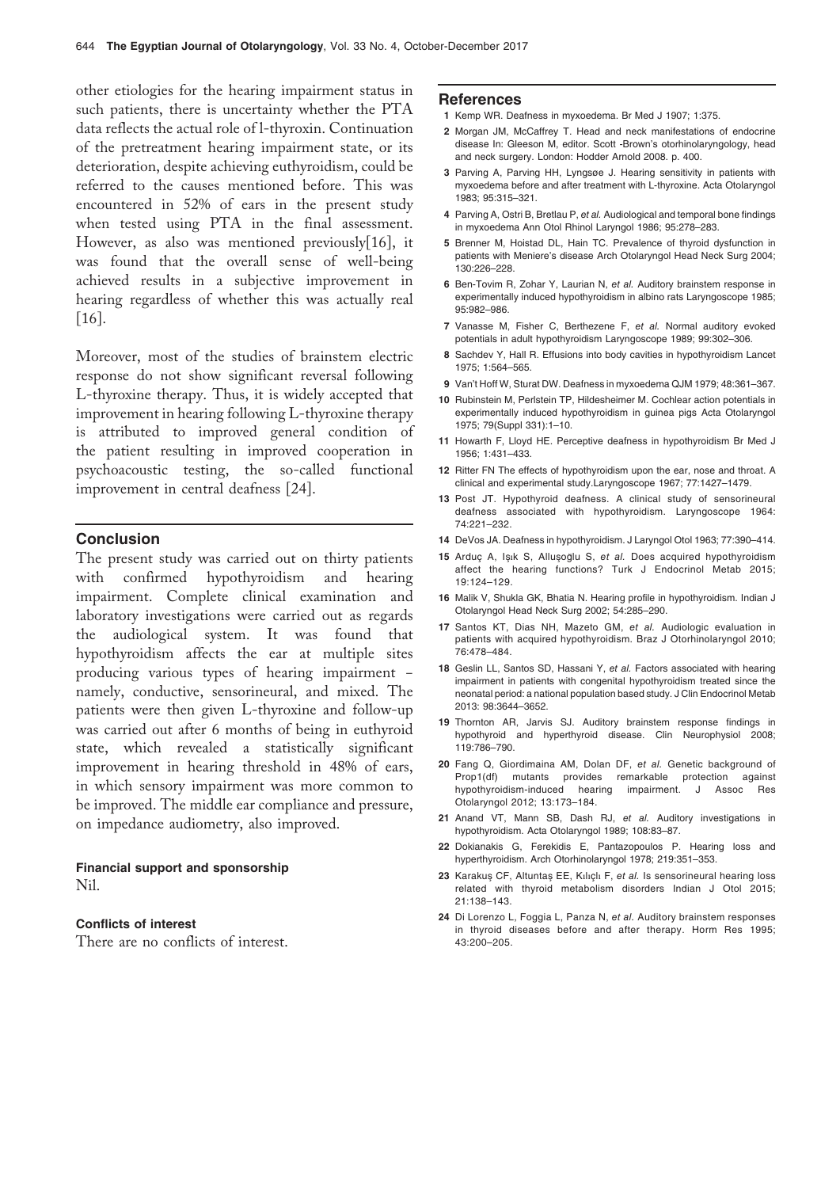other etiologies for the hearing impairment status in such patients, there is uncertainty whether the PTA data reflects the actual role of l-thyroxin. Continuation of the pretreatment hearing impairment state, or its deterioration, despite achieving euthyroidism, could be referred to the causes mentioned before. This was encountered in 52% of ears in the present study when tested using PTA in the final assessment. However, as also was mentioned previously[16], it was found that the overall sense of well-being achieved results in a subjective improvement in hearing regardless of whether this was actually real [16].

Moreover, most of the studies of brainstem electric response do not show significant reversal following L-thyroxine therapy. Thus, it is widely accepted that improvement in hearing following L-thyroxine therapy is attributed to improved general condition of the patient resulting in improved cooperation in psychoacoustic testing, the so-called functional improvement in central deafness [24].

## Conclusion

The present study was carried out on thirty patients with confirmed hypothyroidism and hearing impairment. Complete clinical examination and laboratory investigations were carried out as regards the audiological system. It was found that hypothyroidism affects the ear at multiple sites producing various types of hearing impairment – namely, conductive, sensorineural, and mixed. The patients were then given L-thyroxine and follow-up was carried out after 6 months of being in euthyroid state, which revealed a statistically significant improvement in hearing threshold in 48% of ears, in which sensory impairment was more common to be improved. The middle ear compliance and pressure, on impedance audiometry, also improved.

#### Financial support and sponsorship

Nil.

#### Conflicts of interest

There are no conflicts of interest.

## References

1. Kemp WR. Deafness in myxoedema. Br Med J 1907; 1:375.
2. Morgan JM, McCaffrey T. Head and neck manifestations of endocrine disease In: Gleeson M, editor. Scott -Brown's otorhinolaryngology, head and neck surgery. London: Hodder Arnold 2008. p. 400.
3. Parving A, Parving HH, Lyngsøe J. Hearing sensitivity in patients with myxoedema before and after treatment with L-thyroxine. Acta Otolaryngol 1983; 95:315–321.
4. Parving A, Ostri B, Bretlau P, *et al.* Audiological and temporal bone findings in myxoedema Ann Otol Rhinol Laryngol 1986; 95:278–283.
5. Brenner M, Hoistad DL, Hain TC. Prevalence of thyroid dysfunction in patients with Meniere's disease Arch Otolaryngol Head Neck Surg 2004; 130:226–228.
6. Ben-Tovim R, Zohar Y, Laurian N, *et al.* Auditory brainstem response in experimentally induced hypothyroidism in albino rats Laryngoscope 1985; 95:982–986.
7. Vanasse M, Fisher C, Berthezene F, *et al.* Normal auditory evoked potentials in adult hypothyroidism Laryngoscope 1989; 99:302–306.
8. Sachdev Y, Hall R. Effusions into body cavities in hypothyroidism Lancet 1975; 1:564–565.
9. Van't Hoff W, Sturat DW. Deafness in myxoedema QJM 1979; 48:361–367.
10. Rubinstein M, Perlstein TP, Hildesheimer M. Cochlear action potentials in experimentally induced hypothyroidism in guinea pigs Acta Otolaryngol 1975; 79(Suppl 331):1–10.
11. Howarth F, Lloyd HE. Perceptive deafness in hypothyroidism Br Med J 1956; 1:431–433.
12. Ritter FN The effects of hypothyroidism upon the ear, nose and throat. A clinical and experimental study.Laryngoscope 1967; 77:1427–1479.
13. Post JT. Hypothyroid deafness. A clinical study of sensorineural deafness associated with hypothyroidism. Laryngoscope 1964: 74:221–232.
14. DeVos JA. Deafness in hypothyroidism. J Laryngol Otol 1963; 77:390–414.
15. Arduç A, Işık S, Alluşoglu S, *et al.* Does acquired hypothyroidism affect the hearing functions? Turk J Endocrinol Metab 2015; 19:124–129.
16. Malik V, Shukla GK, Bhatia N. Hearing profile in hypothyroidism. Indian J Otolaryngol Head Neck Surg 2002; 54:285–290.
17. Santos KT, Dias NH, Mazeto GM, *et al.* Audiologic evaluation in patients with acquired hypothyroidism. Braz J Otorhinolaryngol 2010; 76:478–484.
18. Geslin LL, Santos SD, Hassani Y, *et al.* Factors associated with hearing impairment in patients with congenital hypothyroidism treated since the neonatal period: a national population based study. J Clin Endocrinol Metab 2013: 98:3644–3652.
19. Thornton AR, Jarvis SJ. Auditory brainstem response findings in hypothyroid and hyperthyroid disease. Clin Neurophysiol 2008; 119:786–790.
20. Fang Q, Giordimaina AM, Dolan DF, *et al.* Genetic background of Prop1(df) mutants provides remarkable protection against hypothyroidism-induced hearing impairment. J Assoc Res Otolaryngol 2012; 13:173–184.
21. Anand VT, Mann SB, Dash RJ, *et al.* Auditory investigations in hypothyroidism. Acta Otolaryngol 1989; 108:83–87.
22. Dokianakis G, Ferekidis E, Pantazopoulos P. Hearing loss and hyperthyroidism. Arch Otorhinolaryngol 1978; 219:351–353.
23. Karakuş CF, Altuntaş EE, Kılıçlı F, *et al.* Is sensorineural hearing loss related with thyroid metabolism disorders Indian J Otol 2015; 21:138–143.
24. Di Lorenzo L, Foggia L, Panza N, *et al.* Auditory brainstem responses in thyroid diseases before and after therapy. Horm Res 1995; 43:200–205.